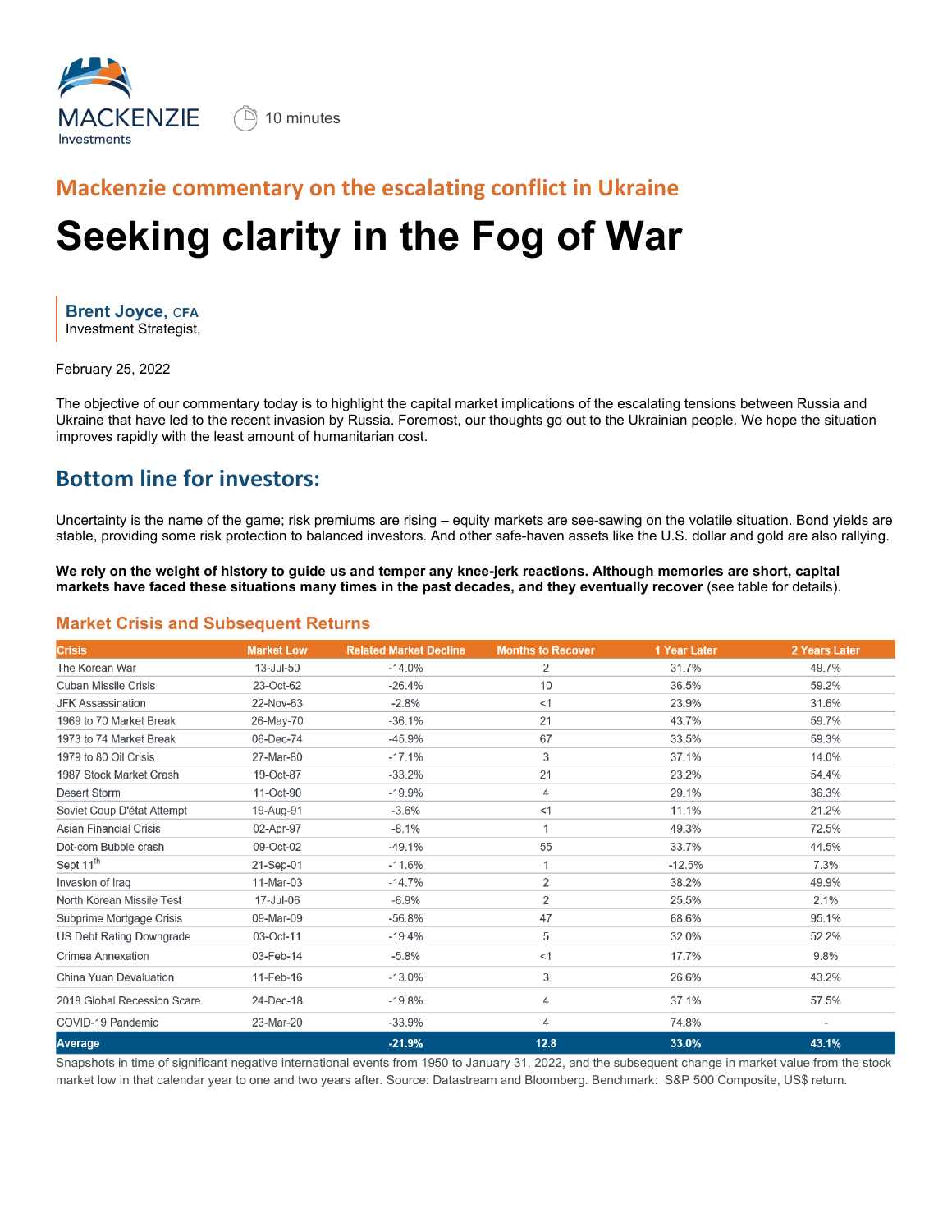MACKENZIE Investments

10 minutes

## Mackenzie commentary on the escalating conflict in Ukraine

# Seeking clarity in the Fog of War

**Brent Joyce, CFA**
Investment Strategist,

February 25, 2022

The objective of our commentary today is to highlight the capital market implications of the escalating tensions between Russia and Ukraine that have led to the recent invasion by Russia. Foremost, our thoughts go out to the Ukrainian people. We hope the situation improves rapidly with the least amount of humanitarian cost.

## Bottom line for investors:

Uncertainty is the name of the game; risk premiums are rising – equity markets are see-sawing on the volatile situation. Bond yields are stable, providing some risk protection to balanced investors. And other safe-haven assets like the U.S. dollar and gold are also rallying.

**We rely on the weight of history to guide us and temper any knee-jerk reactions. Although memories are short, capital markets have faced these situations many times in the past decades, and they eventually recover** (see table for details).

### Market Crisis and Subsequent Returns

| Crisis | Market Low | Related Market Decline | Months to Recover | 1 Year Later | 2 Years Later |
|---|---|---|---|---|---|
| The Korean War | 13-Jul-50 | -14.0% | 2 | 31.7% | 49.7% |
| Cuban Missile Crisis | 23-Oct-62 | -26.4% | 10 | 36.5% | 59.2% |
| JFK Assassination | 22-Nov-63 | -2.8% | <1 | 23.9% | 31.6% |
| 1969 to 70 Market Break | 26-May-70 | -36.1% | 21 | 43.7% | 59.7% |
| 1973 to 74 Market Break | 06-Dec-74 | -45.9% | 67 | 33.5% | 59.3% |
| 1979 to 80 Oil Crisis | 27-Mar-80 | -17.1% | 3 | 37.1% | 14.0% |
| 1987 Stock Market Crash | 19-Oct-87 | -33.2% | 21 | 23.2% | 54.4% |
| Desert Storm | 11-Oct-90 | -19.9% | 4 | 29.1% | 36.3% |
| Soviet Coup D'état Attempt | 19-Aug-91 | -3.6% | <1 | 11.1% | 21.2% |
| Asian Financial Crisis | 02-Apr-97 | -8.1% | 1 | 49.3% | 72.5% |
| Dot-com Bubble crash | 09-Oct-02 | -49.1% | 55 | 33.7% | 44.5% |
| Sept 11th | 21-Sep-01 | -11.6% | 1 | -12.5% | 7.3% |
| Invasion of Iraq | 11-Mar-03 | -14.7% | 2 | 38.2% | 49.9% |
| North Korean Missile Test | 17-Jul-06 | -6.9% | 2 | 25.5% | 2.1% |
| Subprime Mortgage Crisis | 09-Mar-09 | -56.8% | 47 | 68.6% | 95.1% |
| US Debt Rating Downgrade | 03-Oct-11 | -19.4% | 5 | 32.0% | 52.2% |
| Crimea Annexation | 03-Feb-14 | -5.8% | <1 | 17.7% | 9.8% |
| China Yuan Devaluation | 11-Feb-16 | -13.0% | 3 | 26.6% | 43.2% |
| 2018 Global Recession Scare | 24-Dec-18 | -19.8% | 4 | 37.1% | 57.5% |
| COVID-19 Pandemic | 23-Mar-20 | -33.9% | 4 | 74.8% | - |
| **Average** | | **-21.9%** | **12.8** | **33.0%** | **43.1%** |

Snapshots in time of significant negative international events from 1950 to January 31, 2022, and the subsequent change in market value from the stock market low in that calendar year to one and two years after. Source: Datastream and Bloomberg. Benchmark: S&P 500 Composite, US$ return.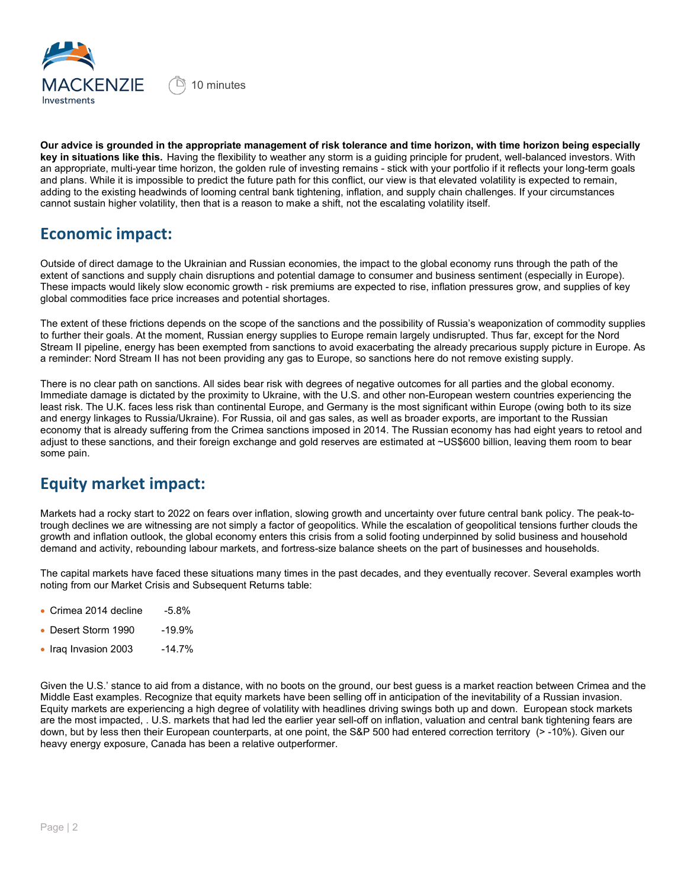**Our advice is grounded in the appropriate management of risk tolerance and time horizon, with time horizon being especially key in situations like this.** Having the flexibility to weather any storm is a guiding principle for prudent, well-balanced investors. With an appropriate, multi-year time horizon, the golden rule of investing remains - stick with your portfolio if it reflects your long-term goals and plans. While it is impossible to predict the future path for this conflict, our view is that elevated volatility is expected to remain, adding to the existing headwinds of looming central bank tightening, inflation, and supply chain challenges. If your circumstances cannot sustain higher volatility, then that is a reason to make a shift, not the escalating volatility itself.

## Economic impact:

Outside of direct damage to the Ukrainian and Russian economies, the impact to the global economy runs through the path of the extent of sanctions and supply chain disruptions and potential damage to consumer and business sentiment (especially in Europe). These impacts would likely slow economic growth - risk premiums are expected to rise, inflation pressures grow, and supplies of key global commodities face price increases and potential shortages.

The extent of these frictions depends on the scope of the sanctions and the possibility of Russia's weaponization of commodity supplies to further their goals. At the moment, Russian energy supplies to Europe remain largely undisrupted. Thus far, except for the Nord Stream II pipeline, energy has been exempted from sanctions to avoid exacerbating the already precarious supply picture in Europe. As a reminder: Nord Stream II has not been providing any gas to Europe, so sanctions here do not remove existing supply.

There is no clear path on sanctions. All sides bear risk with degrees of negative outcomes for all parties and the global economy. Immediate damage is dictated by the proximity to Ukraine, with the U.S. and other non-European western countries experiencing the least risk. The U.K. faces less risk than continental Europe, and Germany is the most significant within Europe (owing both to its size and energy linkages to Russia/Ukraine). For Russia, oil and gas sales, as well as broader exports, are important to the Russian economy that is already suffering from the Crimea sanctions imposed in 2014. The Russian economy has had eight years to retool and adjust to these sanctions, and their foreign exchange and gold reserves are estimated at ~US$600 billion, leaving them room to bear some pain.

## Equity market impact:

Markets had a rocky start to 2022 on fears over inflation, slowing growth and uncertainty over future central bank policy. The peak-to-trough declines we are witnessing are not simply a factor of geopolitics. While the escalation of geopolitical tensions further clouds the growth and inflation outlook, the global economy enters this crisis from a solid footing underpinned by solid business and household demand and activity, rebounding labour markets, and fortress-size balance sheets on the part of businesses and households.

The capital markets have faced these situations many times in the past decades, and they eventually recover. Several examples worth noting from our Market Crisis and Subsequent Returns table:

- Crimea 2014 decline -5.8%
- Desert Storm 1990 -19.9%
- Iraq Invasion 2003 -14.7%

Given the U.S.' stance to aid from a distance, with no boots on the ground, our best guess is a market reaction between Crimea and the Middle East examples. Recognize that equity markets have been selling off in anticipation of the inevitability of a Russian invasion. Equity markets are experiencing a high degree of volatility with headlines driving swings both up and down. European stock markets are the most impacted, . U.S. markets that had led the earlier year sell-off on inflation, valuation and central bank tightening fears are down, but by less then their European counterparts, at one point, the S&P 500 had entered correction territory (> -10%). Given our heavy energy exposure, Canada has been a relative outperformer.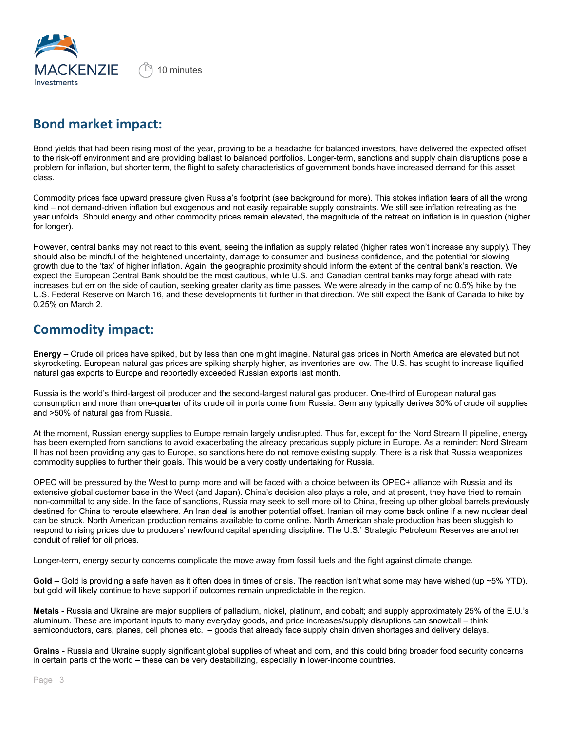## Bond market impact:

Bond yields that had been rising most of the year, proving to be a headache for balanced investors, have delivered the expected offset to the risk-off environment and are providing ballast to balanced portfolios. Longer-term, sanctions and supply chain disruptions pose a problem for inflation, but shorter term, the flight to safety characteristics of government bonds have increased demand for this asset class.

Commodity prices face upward pressure given Russia's footprint (see background for more). This stokes inflation fears of all the wrong kind – not demand-driven inflation but exogenous and not easily repairable supply constraints. We still see inflation retreating as the year unfolds. Should energy and other commodity prices remain elevated, the magnitude of the retreat on inflation is in question (higher for longer).

However, central banks may not react to this event, seeing the inflation as supply related (higher rates won't increase any supply). They should also be mindful of the heightened uncertainty, damage to consumer and business confidence, and the potential for slowing growth due to the 'tax' of higher inflation. Again, the geographic proximity should inform the extent of the central bank's reaction. We expect the European Central Bank should be the most cautious, while U.S. and Canadian central banks may forge ahead with rate increases but err on the side of caution, seeking greater clarity as time passes. We were already in the camp of no 0.5% hike by the U.S. Federal Reserve on March 16, and these developments tilt further in that direction. We still expect the Bank of Canada to hike by 0.25% on March 2.

## Commodity impact:

**Energy** – Crude oil prices have spiked, but by less than one might imagine. Natural gas prices in North America are elevated but not skyrocketing. European natural gas prices are spiking sharply higher, as inventories are low. The U.S. has sought to increase liquified natural gas exports to Europe and reportedly exceeded Russian exports last month.

Russia is the world's third-largest oil producer and the second-largest natural gas producer. One-third of European natural gas consumption and more than one-quarter of its crude oil imports come from Russia. Germany typically derives 30% of crude oil supplies and >50% of natural gas from Russia.

At the moment, Russian energy supplies to Europe remain largely undisrupted. Thus far, except for the Nord Stream II pipeline, energy has been exempted from sanctions to avoid exacerbating the already precarious supply picture in Europe. As a reminder: Nord Stream II has not been providing any gas to Europe, so sanctions here do not remove existing supply. There is a risk that Russia weaponizes commodity supplies to further their goals. This would be a very costly undertaking for Russia.

OPEC will be pressured by the West to pump more and will be faced with a choice between its OPEC+ alliance with Russia and its extensive global customer base in the West (and Japan). China's decision also plays a role, and at present, they have tried to remain non-committal to any side. In the face of sanctions, Russia may seek to sell more oil to China, freeing up other global barrels previously destined for China to reroute elsewhere. An Iran deal is another potential offset. Iranian oil may come back online if a new nuclear deal can be struck. North American production remains available to come online. North American shale production has been sluggish to respond to rising prices due to producers' newfound capital spending discipline. The U.S.' Strategic Petroleum Reserves are another conduit of relief for oil prices.

Longer-term, energy security concerns complicate the move away from fossil fuels and the fight against climate change.

**Gold** – Gold is providing a safe haven as it often does in times of crisis. The reaction isn't what some may have wished (up ~5% YTD), but gold will likely continue to have support if outcomes remain unpredictable in the region.

**Metals** - Russia and Ukraine are major suppliers of palladium, nickel, platinum, and cobalt; and supply approximately 25% of the E.U.'s aluminum. These are important inputs to many everyday goods, and price increases/supply disruptions can snowball – think semiconductors, cars, planes, cell phones etc. – goods that already face supply chain driven shortages and delivery delays.

**Grains -** Russia and Ukraine supply significant global supplies of wheat and corn, and this could bring broader food security concerns in certain parts of the world – these can be very destabilizing, especially in lower-income countries.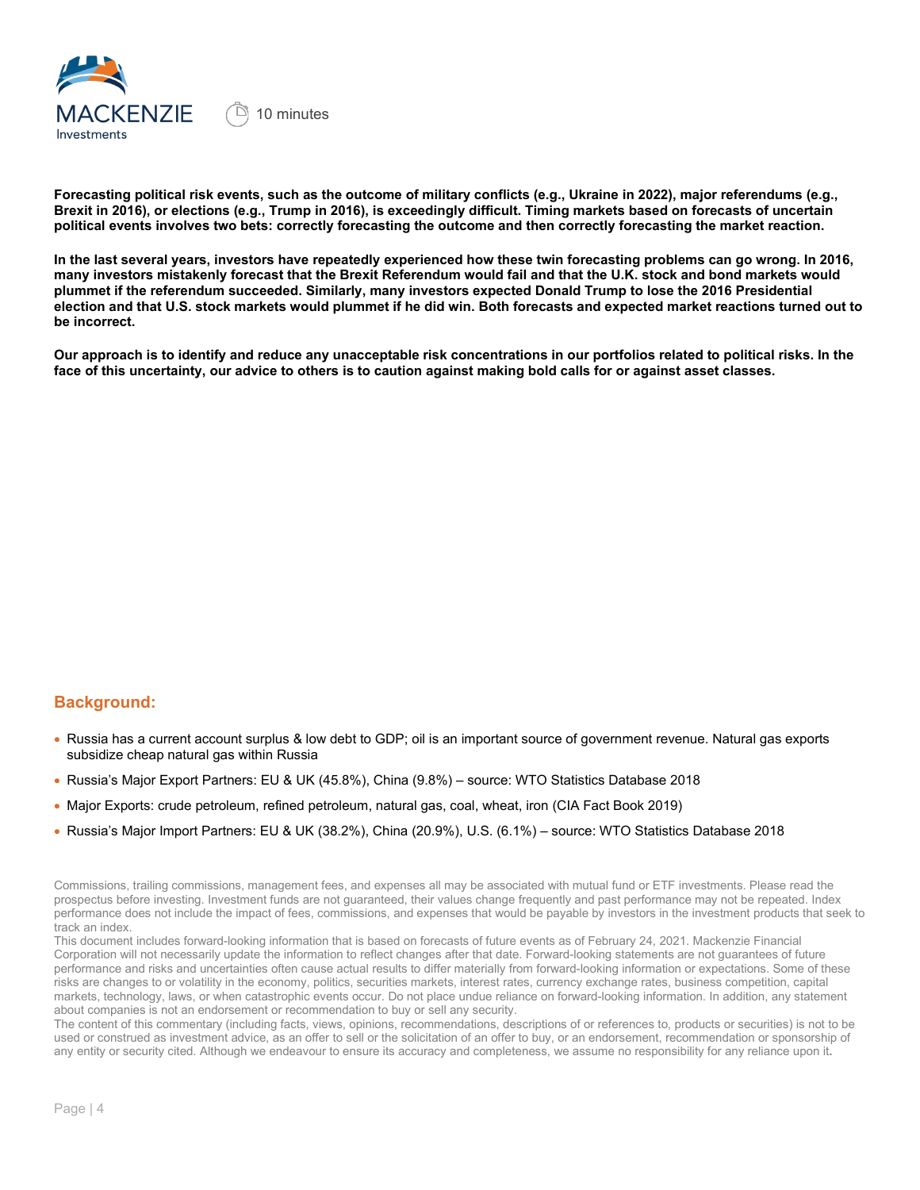MACKENZIE Investments

10 minutes

**Forecasting political risk events, such as the outcome of military conflicts (e.g., Ukraine in 2022), major referendums (e.g., Brexit in 2016), or elections (e.g., Trump in 2016), is exceedingly difficult. Timing markets based on forecasts of uncertain political events involves two bets: correctly forecasting the outcome and then correctly forecasting the market reaction.**

**In the last several years, investors have repeatedly experienced how these twin forecasting problems can go wrong. In 2016, many investors mistakenly forecast that the Brexit Referendum would fail and that the U.K. stock and bond markets would plummet if the referendum succeeded. Similarly, many investors expected Donald Trump to lose the 2016 Presidential election and that U.S. stock markets would plummet if he did win. Both forecasts and expected market reactions turned out to be incorrect.**

**Our approach is to identify and reduce any unacceptable risk concentrations in our portfolios related to political risks. In the face of this uncertainty, our advice to others is to caution against making bold calls for or against asset classes.**

## Background:

- Russia has a current account surplus & low debt to GDP; oil is an important source of government revenue. Natural gas exports subsidize cheap natural gas within Russia
- Russia's Major Export Partners: EU & UK (45.8%), China (9.8%) – source: WTO Statistics Database 2018
- Major Exports: crude petroleum, refined petroleum, natural gas, coal, wheat, iron (CIA Fact Book 2019)
- Russia's Major Import Partners: EU & UK (38.2%), China (20.9%), U.S. (6.1%) – source: WTO Statistics Database 2018

Commissions, trailing commissions, management fees, and expenses all may be associated with mutual fund or ETF investments. Please read the prospectus before investing. Investment funds are not guaranteed, their values change frequently and past performance may not be repeated. Index performance does not include the impact of fees, commissions, and expenses that would be payable by investors in the investment products that seek to track an index.

This document includes forward-looking information that is based on forecasts of future events as of February 24, 2021. Mackenzie Financial Corporation will not necessarily update the information to reflect changes after that date. Forward-looking statements are not guarantees of future performance and risks and uncertainties often cause actual results to differ materially from forward-looking information or expectations. Some of these risks are changes to or volatility in the economy, politics, securities markets, interest rates, currency exchange rates, business competition, capital markets, technology, laws, or when catastrophic events occur. Do not place undue reliance on forward-looking information. In addition, any statement about companies is not an endorsement or recommendation to buy or sell any security.

The content of this commentary (including facts, views, opinions, recommendations, descriptions of or references to, products or securities) is not to be used or construed as investment advice, as an offer to sell or the solicitation of an offer to buy, or an endorsement, recommendation or sponsorship of any entity or security cited. Although we endeavour to ensure its accuracy and completeness, we assume no responsibility for any reliance upon it.